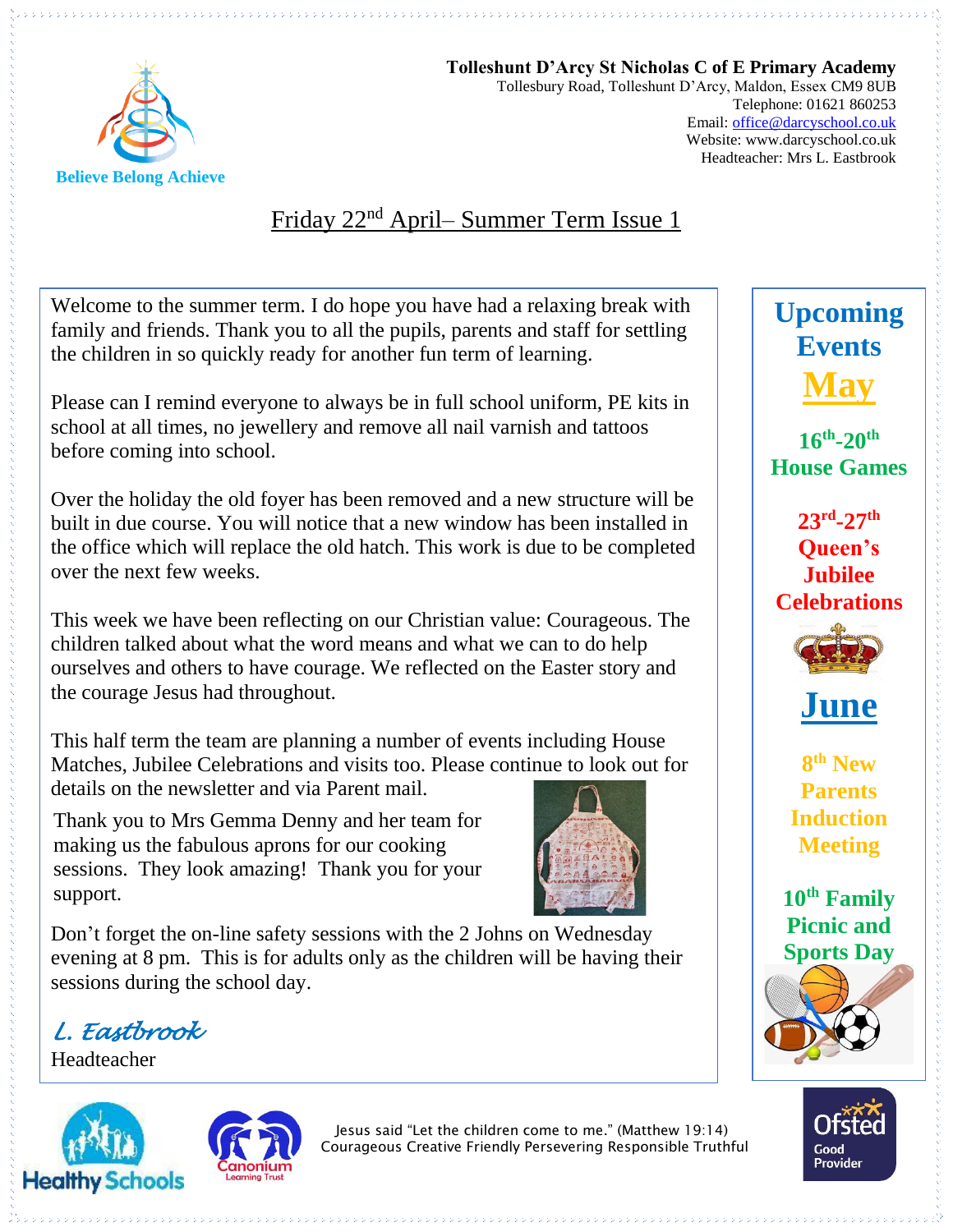**Tolleshunt D'Arcy St Nicholas C of E Primary Academy**
Tollesbury Road, Tolleshunt D'Arcy, Maldon, Essex CM9 8UB
Telephone: 01621 860253
Email: office@darcyschool.co.uk
Website: www.darcyschool.co.uk
Headteacher: Mrs L. Eastbrook

Believe Belong Achieve

# Friday 22nd April– Summer Term Issue 1

Welcome to the summer term. I do hope you have had a relaxing break with family and friends. Thank you to all the pupils, parents and staff for settling the children in so quickly ready for another fun term of learning.

Please can I remind everyone to always be in full school uniform, PE kits in school at all times, no jewellery and remove all nail varnish and tattoos before coming into school.

Over the holiday the old foyer has been removed and a new structure will be built in due course. You will notice that a new window has been installed in the office which will replace the old hatch. This work is due to be completed over the next few weeks.

This week we have been reflecting on our Christian value: Courageous. The children talked about what the word means and what we can to do help ourselves and others to have courage. We reflected on the Easter story and the courage Jesus had throughout.

This half term the team are planning a number of events including House Matches, Jubilee Celebrations and visits too. Please continue to look out for details on the newsletter and via Parent mail.

Thank you to Mrs Gemma Denny and her team for making us the fabulous aprons for our cooking sessions. They look amazing! Thank you for your support.

Don't forget the on-line safety sessions with the 2 Johns on Wednesday evening at 8 pm. This is for adults only as the children will be having their sessions during the school day.

*L. Eastbrook*
Headteacher

## Upcoming Events

### May

**16th-20th House Games**

**23rd-27th Queen's Jubilee Celebrations**

### June

**8th New Parents Induction Meeting**

**10th Family Picnic and Sports Day**

Jesus said "Let the children come to me." (Matthew 19:14)
Courageous Creative Friendly Persevering Responsible Truthful

Healthy Schools · Canonium Learning Trust · Ofsted Good Provider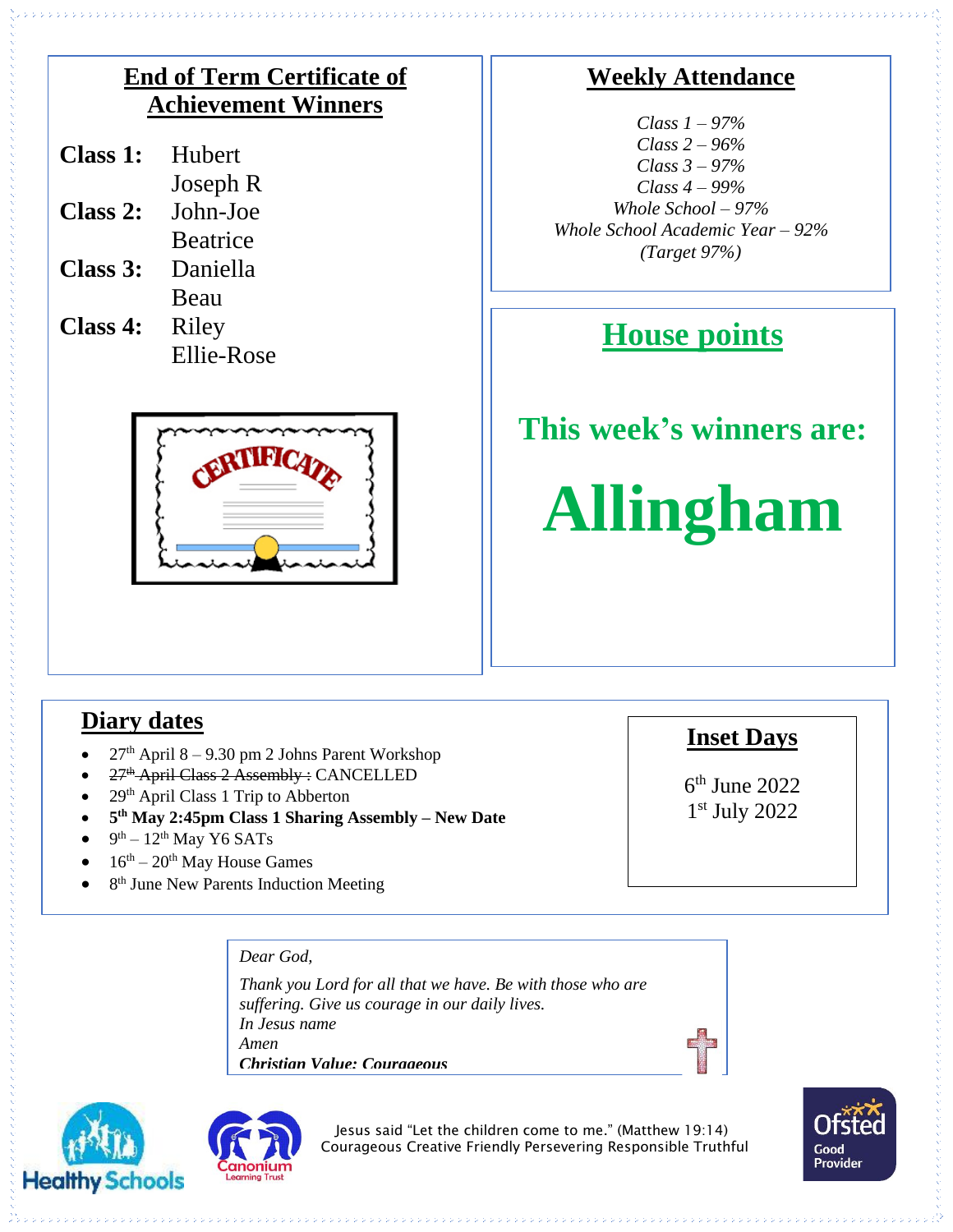## End of Term Certificate of Achievement Winners

**Class 1:** Hubert
Joseph R

**Class 2:** John-Joe
Beatrice

**Class 3:** Daniella
Beau

**Class 4:** Riley
Ellie-Rose

## Weekly Attendance

*Class 1 – 97%*
*Class 2 – 96%*
*Class 3 – 97%*
*Class 4 – 99%*
*Whole School – 97%*
*Whole School Academic Year – 92%*
*(Target 97%)*

## House points

**This week's winners are:**

# Allingham

## Diary dates

- 27th April 8 – 9.30 pm 2 Johns Parent Workshop
- ~~27th April Class 2 Assembly :~~ CANCELLED
- 29th April Class 1 Trip to Abberton
- **5th May 2:45pm Class 1 Sharing Assembly – New Date**
- 9th – 12th May Y6 SATs
- 16th – 20th May House Games
- 8th June New Parents Induction Meeting

## Inset Days

6th June 2022
1st July 2022

*Dear God,*

*Thank you Lord for all that we have. Be with those who are suffering. Give us courage in our daily lives.*
*In Jesus name*
*Amen*
***Christian Value: Courageous***

Jesus said "Let the children come to me." (Matthew 19:14)
Courageous Creative Friendly Persevering Responsible Truthful